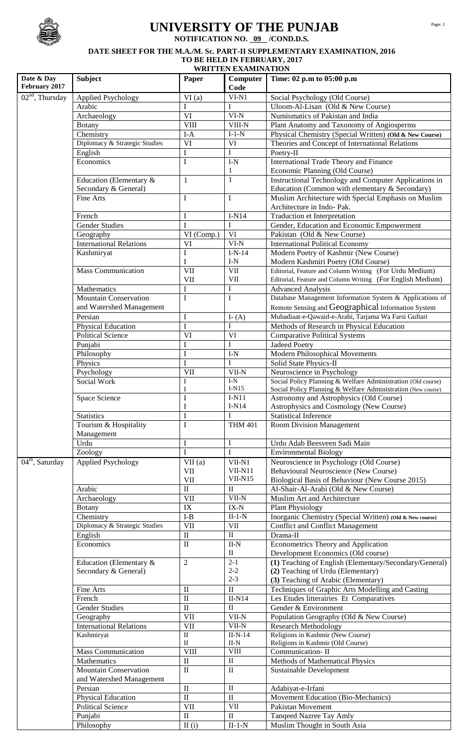# UNIVERSITY OF THE PUNJAB

**NOTIFICATION NO. 09 /COND.D.S.**

**DATE SHEET FOR THE M.A./M. Sc. PART-II SUPPLEMENTARY EXAMINATION, 2016**
**TO BE HELD IN FEBRUARY, 2017**
**WRITTEN EXAMINATION**

| Date & Day February 2017 | Subject | Paper | Computer Code | Time: 02 p.m to 05:00 p.m |
|---|---|---|---|---|
| 02nd, Thursday | Applied Psychology | VI (a) | VI-N1 | Social Psychology (Old Course) |
| | Arabic | I | I | Uloom-Al-Lisan (Old & New Course) |
| | Archaeology | VI | VI-N | Numismatics of Pakistan and India |
| | Botany | VIII | VIII-N | Plant Anatomy and Taxonomy of Angiosperms |
| | Chemistry | I-A | I-1-N | Physical Chemistry (Special Written) **(Old & New Course)** |
| | Diplomacy & Strategic Studies | VI | VI | Theories and Concept of International Relations |
| | English | I | I | Poetry-II |
| | Economics | I | I-N<br>1 | International Trade Theory and Finance<br>Economic Planning (Old Course) |
| | Education (Elementary & Secondary & General) | 1 | 1 | Instructional Technology and Computer Applications in Education (Common with elementary & Secondary) |
| | Fine Arts | I | I | Muslim Architecture with Special Emphasis on Muslim Architecture in Indo- Pak. |
| | French | I | I-N14 | Traduction et Interpretation |
| | Gender Studies | I | I | Gender, Education and Economic Empowerment |
| | Geography | VI (Comp.) | VI | Pakistan (Old & New Course) |
| | International Relations | VI | VI-N | International Political Economy |
| | Kashmiryat | I<br>I | I-N-14<br>I-N | Modern Poetry of Kashmir (New Course)<br>Modern Kashmiri Poetry (Old Course) |
| | Mass Communication | VII<br>VII | VII<br>VII | Editorial, Feature and Column Writing (For Urdu Medium)<br>Editorial, Feature and Column Writing (For English Medium) |
| | Mathematics | I | I | Advanced Analysis |
| | Mountain Conservation and Watershed Management | I | I | Database Management Information System & Applications of Remote Sensing and Geographical Information System |
| | Persian | I | I- (A) | Mubadiaat-e-Qawaid-e-Arabi, Tarjama Wa Farsi Guftari |
| | Physical Education | I | I | Methods of Research in Physical Education |
| | Political Science | VI | VI | Comparative Political Systems |
| | Punjabi | I | I | Jadeed Poetry |
| | Philosophy | I | I-N | Modern Philosophical Movements |
| | Physics | I | I | Solid State Physics-II |
| | Psychology | VII | VII-N | Neuroscience in Psychology |
| | Social Work | I<br>I | I-N<br>I-N15 | Social Policy Planning & Welfare Administration (Old course)<br>Social Policy Planning & Welfare Administration (New course) |
| | Space Science | I<br>I | I-N11<br>I-N14 | Astronomy and Astrophysics (Old Course)<br>Astrophysics and Cosmology (New Course) |
| | Statistics | I | I | Statistical Inference |
| | Tourism & Hospitality Management | I | THM 401 | Room Division Management |
| | Urdu | I | I | Urdu Adab Beesveen Sadi Main |
| | Zoology | I | I | Environmental Biology |
| 04th, Saturday | Applied Psychology | VII (a)<br>VII<br>VII | VII-N1<br>VII-N11<br>VII-N15 | Neuroscience in Psychology (Old Course)<br>Behavioural Neuroscience (New Course)<br>Biological Basis of Behaviour (New Course 2015) |
| | Arabic | II | II | Al-Shair-Al-Arabi (Old & New Course) |
| | Archaeology | VII | VII-N | Muslim Art and Architecture |
| | Botany | IX | IX-N | Plant Physiology |
| | Chemistry | I-B | II-1-N | Inorganic Chemistry (Special Written) **(Old & New course)** |
| | Diplomacy & Strategic Studies | VII | VII | Conflict and Conflict Management |
| | English | II | II | Drama-II |
| | Economics | II | II-N<br>II | Econometrics Theory and Application<br>Development Economics (Old course) |
| | Education (Elementary & Secondary & General) | 2 | 2-1<br>2-2<br>2-3 | **(1)** Teaching of English (Elementary/Secondary/General)<br>**(2)** Teaching of Urdu (Elementary)<br>**(3)** Teaching of Arabic (Elementary) |
| | Fine Arts | II | II | Techniques of Graphic Arts Modelling and Casting |
| | French | II | II-N14 | Les Etudes litterairies Et Comparatives |
| | Gender Studies | II | II | Gender & Environment |
| | Geography | VII | VII-N | Population Geography (Old & New Course) |
| | International Relations | VII | VII-N | Research Methodology |
| | Kashmiryat | II<br>II | II-N-14<br>II-N | Religions in Kashmir (New Course)<br>Religions in Kashmir (Old Course) |
| | Mass Communication | VIII | VIII | Communication- II |
| | Mathematics | II | II | Methods of Mathematical Physics |
| | Mountain Conservation and Watershed Management | II | II | Sustainable Development |
| | Persian | II | II | Adabiyat-e-Irfani |
| | Physical Education | II | II | Movement Education (Bio-Mechanics) |
| | Political Science | VII | VII | Pakistan Movement |
| | Punjabi | II | II | Tanqeed Nazree Tay Amly |
| | Philosophy | II (i) | II-1-N | Muslim Thought in South Asia |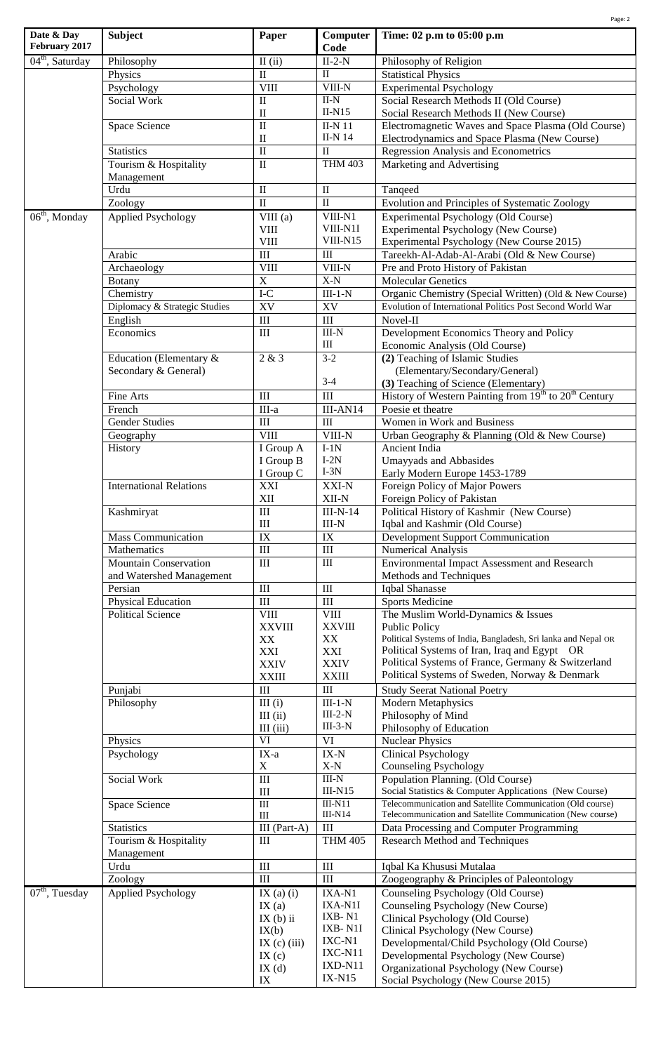| Date & Day February 2017 | Subject | Paper | Computer Code | Time: 02 p.m to 05:00 p.m |
|---|---|---|---|---|
| 04th, Saturday | Philosophy | II (ii) | II-2-N | Philosophy of Religion |
| | Physics | II | II | Statistical Physics |
| | Psychology | VIII | VIII-N | Experimental Psychology |
| | Social Work | II<br>II | II-N<br>II-N15 | Social Research Methods II (Old Course)<br>Social Research Methods II (New Course) |
| | Space Science | II<br>II | II-N 11<br>II-N 14 | Electromagnetic Waves and Space Plasma (Old Course)<br>Electrodynamics and Space Plasma (New Course) |
| | Statistics | II | II | Regression Analysis and Econometrics |
| | Tourism & Hospitality Management | II | THM 403 | Marketing and Advertising |
| | Urdu | II | II | Tanqeed |
| | Zoology | II | II | Evolution and Principles of Systematic Zoology |
| 06th, Monday | Applied Psychology | VIII (a)<br>VIII<br>VIII | VIII-N1<br>VIII-N1I<br>VIII-N15 | Experimental Psychology (Old Course)<br>Experimental Psychology (New Course)<br>Experimental Psychology (New Course 2015) |
| | Arabic | III | III | Tareekh-Al-Adab-Al-Arabi (Old & New Course) |
| | Archaeology | VIII | VIII-N | Pre and Proto History of Pakistan |
| | Botany | X | X-N | Molecular Genetics |
| | Chemistry | I-C | III-1-N | Organic Chemistry (Special Written) (Old & New Course) |
| | Diplomacy & Strategic Studies | XV | XV | Evolution of International Politics Post Second World War |
| | English | III | III | Novel-II |
| | Economics | III | III-N<br>III | Development Economics Theory and Policy<br>Economic Analysis (Old Course) |
| | Education (Elementary & Secondary & General) | 2 & 3 | 3-2<br>3-4 | (2) Teaching of Islamic Studies (Elementary/Secondary/General)<br>(3) Teaching of Science (Elementary) |
| | Fine Arts | III | III | History of Western Painting from 19th to 20th Century |
| | French | III-a | III-AN14 | Poesie et theatre |
| | Gender Studies | III | III | Women in Work and Business |
| | Geography | VIII | VIII-N | Urban Geography & Planning (Old & New Course) |
| | History | I Group A<br>I Group B<br>I Group C | I-1N<br>I-2N<br>I-3N | Ancient India<br>Umayyads and Abbasides<br>Early Modern Europe 1453-1789 |
| | International Relations | XXI<br>XII | XXI-N<br>XII-N | Foreign Policy of Major Powers<br>Foreign Policy of Pakistan |
| | Kashmiryat | III<br>III | III-N-14<br>III-N | Political History of Kashmir (New Course)<br>Iqbal and Kashmir (Old Course) |
| | Mass Communication | IX | IX | Development Support Communication |
| | Mathematics | III | III | Numerical Analysis |
| | Mountain Conservation and Watershed Management | III | III | Environmental Impact Assessment and Research Methods and Techniques |
| | Persian | III | III | Iqbal Shanasse |
| | Physical Education | III | III | Sports Medicine |
| | Political Science | VIII<br>XXVIII<br>XX<br>XXI<br>XXIV<br>XXIII | VIII<br>XXVIII<br>XX<br>XXI<br>XXIV<br>XXIII | The Muslim World-Dynamics & Issues<br>Public Policy<br>Political Systems of India, Bangladesh, Sri lanka and Nepal OR<br>Political Systems of Iran, Iraq and Egypt OR<br>Political Systems of France, Germany & Switzerland<br>Political Systems of Sweden, Norway & Denmark |
| | Punjabi | III | III | Study Seerat National Poetry |
| | Philosophy | III (i)<br>III (ii)<br>III (iii) | III-1-N<br>III-2-N<br>III-3-N | Modern Metaphysics<br>Philosophy of Mind<br>Philosophy of Education |
| | Physics | VI | VI | Nuclear Physics |
| | Psychology | IX-a<br>X | IX-N<br>X-N | Clinical Psychology<br>Counseling Psychology |
| | Social Work | III<br>III | III-N<br>III-N15 | Population Planning. (Old Course)<br>Social Statistics & Computer Applications (New Course) |
| | Space Science | III<br>III | III-N11<br>III-N14 | Telecommunication and Satellite Communication (Old course)<br>Telecommunication and Satellite Communication (New course) |
| | Statistics | III (Part-A) | III | Data Processing and Computer Programming |
| | Tourism & Hospitality Management | III | THM 405 | Research Method and Techniques |
| | Urdu | III | III | Iqbal Ka Khususi Mutalaa |
| | Zoology | III | III | Zoogeography & Principles of Paleontology |
| 07th, Tuesday | Applied Psychology | IX (a) (i)<br>IX (a)<br>IX (b) ii<br>IX(b)<br>IX (c) (iii)<br>IX (c)<br>IX (d)<br>IX | IXA-N1<br>IXA-N1I<br>IXB- N1<br>IXB- N1I<br>IXC-N1<br>IXC-N11<br>IXD-N11<br>IX-N15 | Counseling Psychology (Old Course)<br>Counseling Psychology (New Course)<br>Clinical Psychology (Old Course)<br>Clinical Psychology (New Course)<br>Developmental/Child Psychology (Old Course)<br>Developmental Psychology (New Course)<br>Organizational Psychology (New Course)<br>Social Psychology (New Course 2015) |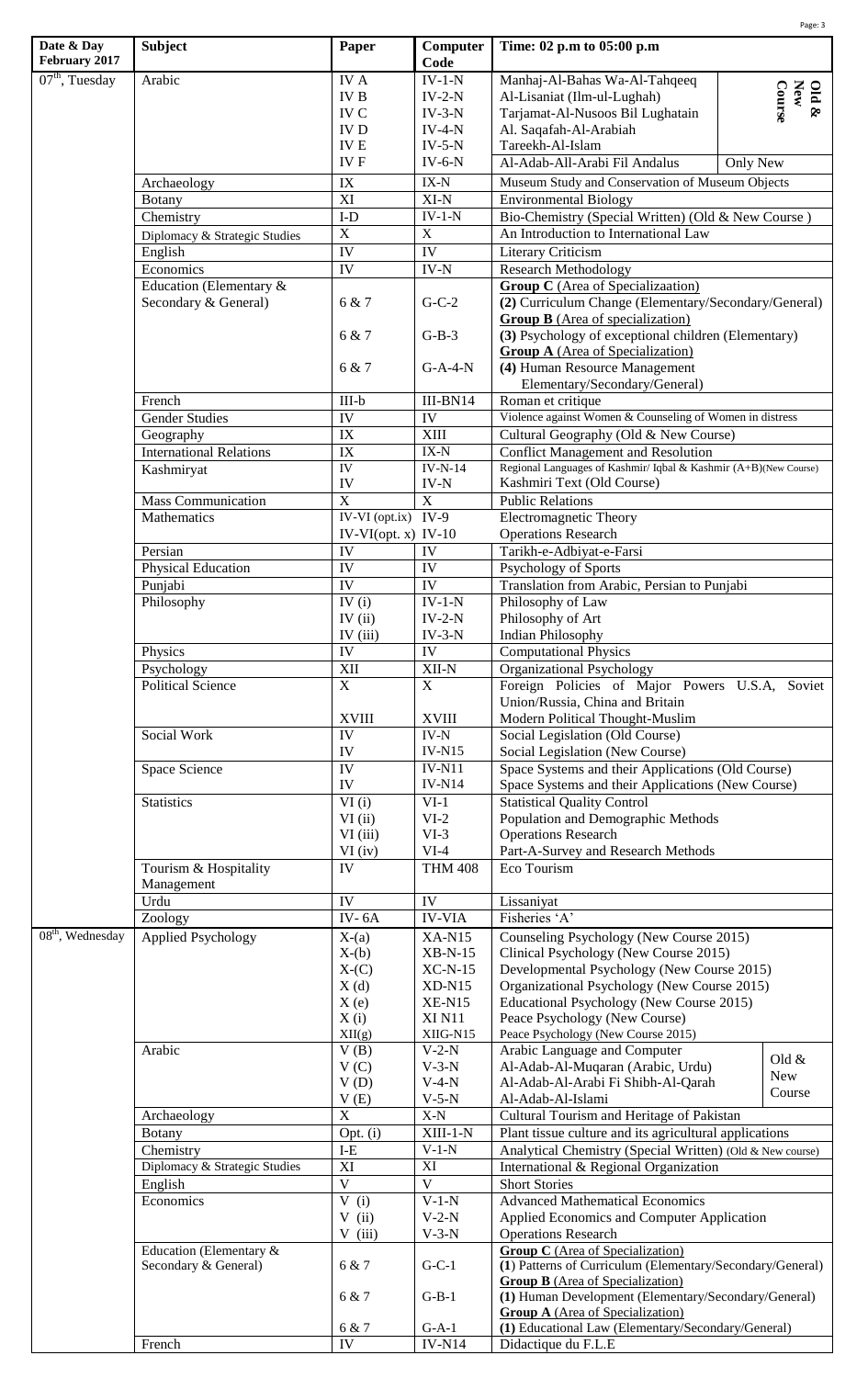| Date & Day February 2017 | Subject | Paper | Computer Code | Time: 02 p.m to 05:00 p.m |
|---|---|---|---|---|
| 07th, Tuesday | Arabic | IV A | IV-1-N | Manhaj-Al-Bahas Wa-Al-Tahqeeq (Old & New Course) |
| | | IV B | IV-2-N | Al-Lisaniat (Ilm-ul-Lughah) (Old & New Course) |
| | | IV C | IV-3-N | Tarjamat-Al-Nusoos Bil Lughatain (Old & New Course) |
| | | IV D | IV-4-N | Al. Saqafah-Al-Arabiah (Old & New Course) |
| | | IV E | IV-5-N | Tareekh-Al-Islam (Old & New Course) |
| | | IV F | IV-6-N | Al-Adab-All-Arabi Fil Andalus — Only New |
| | Archaeology | IX | IX-N | Museum Study and Conservation of Museum Objects |
| | Botany | XI | XI-N | Environmental Biology |
| | Chemistry | I-D | IV-1-N | Bio-Chemistry (Special Written) (Old & New Course ) |
| | Diplomacy & Strategic Studies | X | X | An Introduction to International Law |
| | English | IV | IV | Literary Criticism |
| | Economics | IV | IV-N | Research Methodology |
| | Education (Elementary & Secondary & General) | 6 & 7 | G-C-2 | **Group C** (Area of Specializaation) **(2)** Curriculum Change (Elementary/Secondary/General) |
| | | 6 & 7 | G-B-3 | **Group B** (Area of specialization) **(3)** Psychology of exceptional children (Elementary) |
| | | 6 & 7 | G-A-4-N | **Group A** (Area of Specialization) **(4)** Human Resource Management Elementary/Secondary/General) |
| | French | III-b | III-BN14 | Roman et critique |
| | Gender Studies | IV | IV | Violence against Women & Counseling of Women in distress |
| | Geography | IX | XIII | Cultural Geography (Old & New Course) |
| | International Relations | IX | IX-N | Conflict Management and Resolution |
| | Kashmiryat | IV | IV-N-14 | Regional Languages of Kashmir/ Iqbal & Kashmir (A+B)(New Course) |
| | | IV | IV-N | Kashmiri Text (Old Course) |
| | Mass Communication | X | X | Public Relations |
| | Mathematics | IV-VI (opt.ix) | IV-9 | Electromagnetic Theory |
| | | IV-VI(opt. x) | IV-10 | Operations Research |
| | Persian | IV | IV | Tarikh-e-Adbiyat-e-Farsi |
| | Physical Education | IV | IV | Psychology of Sports |
| | Punjabi | IV | IV | Translation from Arabic, Persian to Punjabi |
| | Philosophy | IV (i) | IV-1-N | Philosophy of Law |
| | | IV (ii) | IV-2-N | Philosophy of Art |
| | | IV (iii) | IV-3-N | Indian Philosophy |
| | Physics | IV | IV | Computational Physics |
| | Psychology | XII | XII-N | Organizational Psychology |
| | Political Science | X | X | Foreign Policies of Major Powers U.S.A, Soviet Union/Russia, China and Britain |
| | | XVIII | XVIII | Modern Political Thought-Muslim |
| | Social Work | IV | IV-N | Social Legislation (Old Course) |
| | | IV | IV-N15 | Social Legislation (New Course) |
| | Space Science | IV | IV-N11 | Space Systems and their Applications (Old Course) |
| | | IV | IV-N14 | Space Systems and their Applications (New Course) |
| | Statistics | VI (i) | VI-1 | Statistical Quality Control |
| | | VI (ii) | VI-2 | Population and Demographic Methods |
| | | VI (iii) | VI-3 | Operations Research |
| | | VI (iv) | VI-4 | Part-A-Survey and Research Methods |
| | Tourism & Hospitality Management | IV | THM 408 | Eco Tourism |
| | Urdu | IV | IV | Lissaniyat |
| | Zoology | IV- 6A | IV-VIA | Fisheries 'A' |
| 08th, Wednesday | Applied Psychology | X-(a) | XA-N15 | Counseling Psychology (New Course 2015) |
| | | X-(b) | XB-N-15 | Clinical Psychology (New Course 2015) |
| | | X-(C) | XC-N-15 | Developmental Psychology (New Course 2015) |
| | | X (d) | XD-N15 | Organizational Psychology (New Course 2015) |
| | | X (e) | XE-N15 | Educational Psychology (New Course 2015) |
| | | X (i) | XI N11 | Peace Psychology (New Course) |
| | | XII(g) | XIIG-N15 | Peace Psychology (New Course 2015) |
| | Arabic | V (B) | V-2-N | Arabic Language and Computer (Old & New Course) |
| | | V (C) | V-3-N | Al-Adab-Al-Muqaran (Arabic, Urdu) (Old & New Course) |
| | | V (D) | V-4-N | Al-Adab-Al-Arabi Fi Shibh-Al-Qarah (Old & New Course) |
| | | V (E) | V-5-N | Al-Adab-Al-Islami (Old & New Course) |
| | Archaeology | X | X-N | Cultural Tourism and Heritage of Pakistan |
| | Botany | Opt. (i) | XIII-1-N | Plant tissue culture and its agricultural applications |
| | Chemistry | I-E | V-1-N | Analytical Chemistry (Special Written) (Old & New course) |
| | Diplomacy & Strategic Studies | XI | XI | International & Regional Organization |
| | English | V | V | Short Stories |
| | Economics | V (i) | V-1-N | Advanced Mathematical Economics |
| | | V (ii) | V-2-N | Applied Economics and Computer Application |
| | | V (iii) | V-3-N | Operations Research |
| | Education (Elementary & Secondary & General) | 6 & 7 | G-C-1 | **Group C** (Area of Specialization) **(1)** Patterns of Curriculum (Elementary/Secondary/General) |
| | | 6 & 7 | G-B-1 | **Group B** (Area of Specialization) **(1)** Human Development (Elementary/Secondary/General) |
| | | 6 & 7 | G-A-1 | **Group A** (Area of Specialization) **(1)** Educational Law (Elementary/Secondary/General) |
| | French | IV | IV-N14 | Didactique du F.L.E |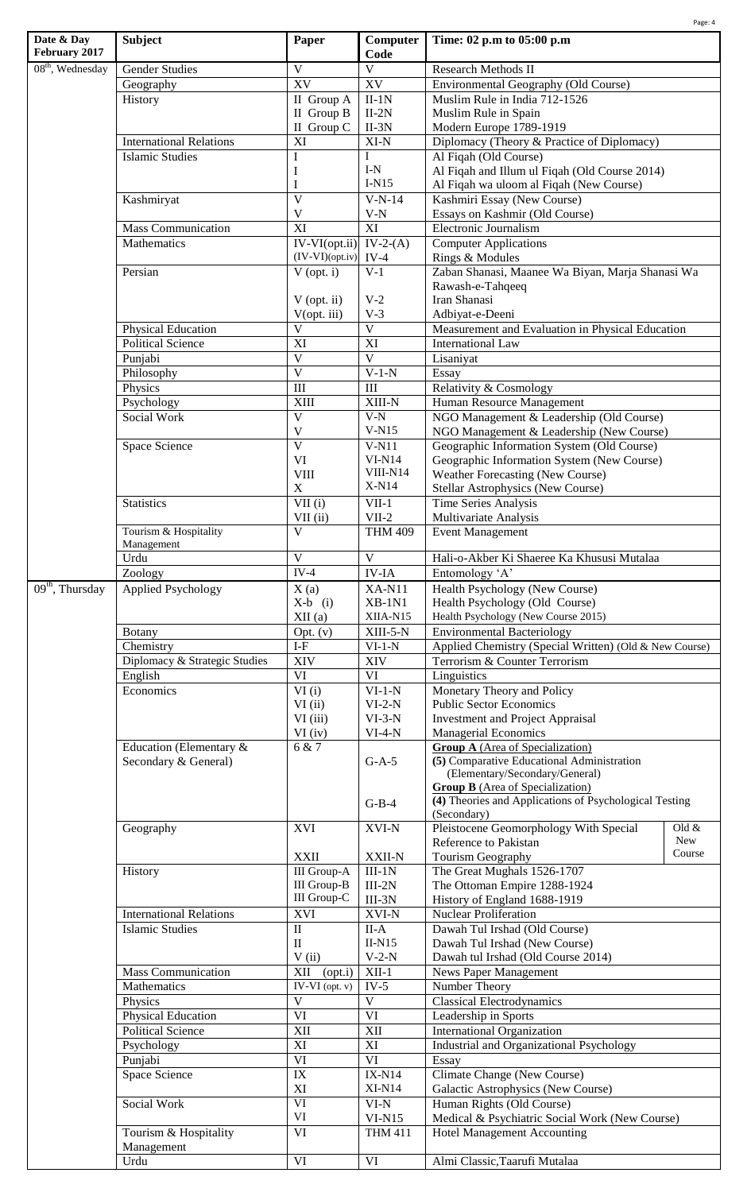| Date & Day February 2017 | Subject | Paper | Computer Code | Time: 02 p.m to 05:00 p.m |
|---|---|---|---|---|
| 08th, Wednesday | Gender Studies | V | V | Research Methods II |
| | Geography | XV | XV | Environmental Geography (Old Course) |
| | History | II Group A | II-1N | Muslim Rule in India 712-1526 |
| | | II Group B | II-2N | Muslim Rule in Spain |
| | | II Group C | II-3N | Modern Europe 1789-1919 |
| | International Relations | XI | XI-N | Diplomacy (Theory & Practice of Diplomacy) |
| | Islamic Studies | I | I | Al Fiqah (Old Course) |
| | | I | I-N | Al Fiqah and Illum ul Fiqah (Old Course 2014) |
| | | I | I-N15 | Al Fiqah wa uloom al Fiqah (New Course) |
| | Kashmiryat | V | V-N-14 | Kashmiri Essay (New Course) |
| | | V | V-N | Essays on Kashmir (Old Course) |
| | Mass Communication | XI | XI | Electronic Journalism |
| | Mathematics | IV-VI(opt.ii) | IV-2-(A) | Computer Applications |
| | | (IV-VI)(opt.iv) | IV-4 | Rings & Modules |
| | Persian | V (opt. i) | V-1 | Zaban Shanasi, Maanee Wa Biyan, Marja Shanasi Wa Rawash-e-Tahqeeq |
| | | V (opt. ii) | V-2 | Iran Shanasi |
| | | V(opt. iii) | V-3 | Adbiyat-e-Deeni |
| | Physical Education | V | V | Measurement and Evaluation in Physical Education |
| | Political Science | XI | XI | International Law |
| | Punjabi | V | V | Lisaniyat |
| | Philosophy | V | V-1-N | Essay |
| | Physics | III | III | Relativity & Cosmology |
| | Psychology | XIII | XIII-N | Human Resource Management |
| | Social Work | V | V-N | NGO Management & Leadership (Old Course) |
| | | V | V-N15 | NGO Management & Leadership (New Course) |
| | Space Science | V | V-N11 | Geographic Information System (Old Course) |
| | | VI | VI-N14 | Geographic Information System (New Course) |
| | | VIII | VIII-N14 | Weather Forecasting (New Course) |
| | | X | X-N14 | Stellar Astrophysics (New Course) |
| | Statistics | VII (i) | VII-1 | Time Series Analysis |
| | | VII (ii) | VII-2 | Multivariate Analysis |
| | Tourism & Hospitality Management | V | THM 409 | Event Management |
| | Urdu | V | V | Hali-o-Akber Ki Shaeree Ka Khususi Mutalaa |
| | Zoology | IV-4 | IV-IA | Entomology 'A' |
| 09th, Thursday | Applied Psychology | X (a) | XA-N11 | Health Psychology (New Course) |
| | | X-b (i) | XB-1N1 | Health Psychology (Old Course) |
| | | XII (a) | XIIA-N15 | Health Psychology (New Course 2015) |
| | Botany | Opt. (v) | XIII-5-N | Environmental Bacteriology |
| | Chemistry | I-F | VI-1-N | Applied Chemistry (Special Written) (Old & New Course) |
| | Diplomacy & Strategic Studies | XIV | XIV | Terrorism & Counter Terrorism |
| | English | VI | VI | Linguistics |
| | Economics | VI (i) | VI-1-N | Monetary Theory and Policy |
| | | VI (ii) | VI-2-N | Public Sector Economics |
| | | VI (iii) | VI-3-N | Investment and Project Appraisal |
| | | VI (iv) | VI-4-N | Managerial Economics |
| | Education (Elementary & Secondary & General) | 6 & 7 | G-A-5 | **Group A** (Area of Specialization) **(5)** Comparative Educational Administration (Elementary/Secondary/General) |
| | | | G-B-4 | **Group B** (Area of Specialization) **(4)** Theories and Applications of Psychological Testing (Secondary) |
| | Geography | XVI | XVI-N | Pleistocene Geomorphology With Special Reference to Pakistan (Old & New Course) |
| | | XXII | XXII-N | Tourism Geography (Old & New Course) |
| | History | III Group-A | III-1N | The Great Mughals 1526-1707 |
| | | III Group-B | III-2N | The Ottoman Empire 1288-1924 |
| | | III Group-C | III-3N | History of England 1688-1919 |
| | International Relations | XVI | XVI-N | Nuclear Proliferation |
| | Islamic Studies | II | II-A | Dawah Tul Irshad (Old Course) |
| | | II | II-N15 | Dawah Tul Irshad (New Course) |
| | | V (ii) | V-2-N | Dawah tul Irshad (Old Course 2014) |
| | Mass Communication | XII (opt.i) | XII-1 | News Paper Management |
| | Mathematics | IV-VI (opt. v) | IV-5 | Number Theory |
| | Physics | V | V | Classical Electrodynamics |
| | Physical Education | VI | VI | Leadership in Sports |
| | Political Science | XII | XII | International Organization |
| | Psychology | XI | XI | Industrial and Organizational Psychology |
| | Punjabi | VI | VI | Essay |
| | Space Science | IX | IX-N14 | Climate Change (New Course) |
| | | XI | XI-N14 | Galactic Astrophysics (New Course) |
| | Social Work | VI | VI-N | Human Rights (Old Course) |
| | | VI | VI-N15 | Medical & Psychiatric Social Work (New Course) |
| | Tourism & Hospitality Management | VI | THM 411 | Hotel Management Accounting |
| | Urdu | VI | VI | Almi Classic,Taarufi Mutalaa |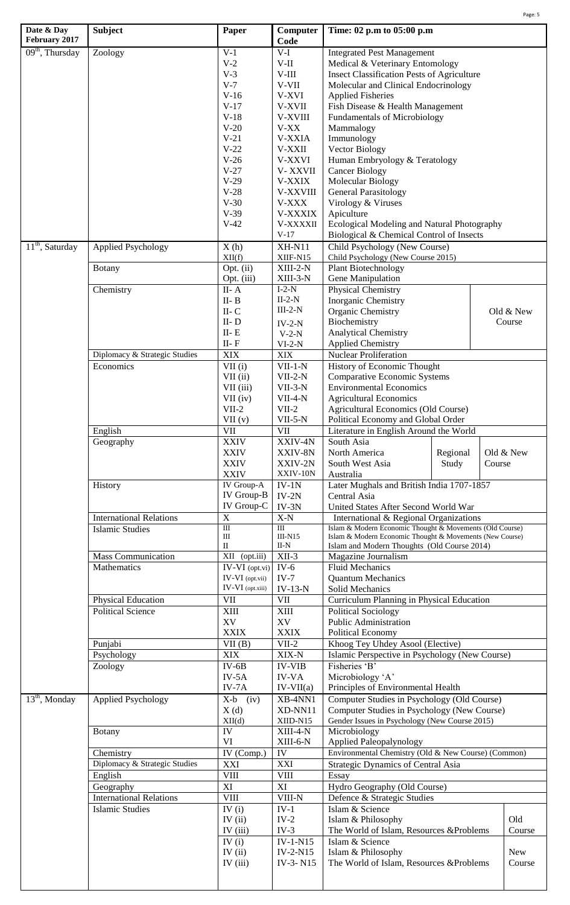| Date & Day February 2017 | Subject | Paper | Computer Code | Time: 02 p.m to 05:00 p.m |
|---|---|---|---|---|
| 09th, Thursday | Zoology | V-1 | V-I | Integrated Pest Management |
| | | V-2 | V-II | Medical & Veterinary Entomology |
| | | V-3 | V-III | Insect Classification Pests of Agriculture |
| | | V-7 | V-VII | Molecular and Clinical Endocrinology |
| | | V-16 | V-XVI | Applied Fisheries |
| | | V-17 | V-XVII | Fish Disease & Health Management |
| | | V-18 | V-XVIII | Fundamentals of Microbiology |
| | | V-20 | V-XX | Mammalogy |
| | | V-21 | V-XXIA | Immunology |
| | | V-22 | V-XXII | Vector Biology |
| | | V-26 | V-XXVI | Human Embryology & Teratology |
| | | V-27 | V- XXVII | Cancer Biology |
| | | V-29 | V-XXIX | Molecular Biology |
| | | V-28 | V-XXVIII | General Parasitology |
| | | V-30 | V-XXX | Virology & Viruses |
| | | V-39 | V-XXXIX | Apiculture |
| | | V-42 | V-XXXXII | Ecological Modeling and Natural Photography |
| | | | V-17 | Biological & Chemical Control of Insects |
| 11th, Saturday | Applied Psychology | X (h) | XH-N11 | Child Psychology (New Course) |
| | | XII(f) | XIIF-N15 | Child Psychology (New Course 2015) |
| | Botany | Opt. (ii) | XIII-2-N | Plant Biotechnology |
| | | Opt. (iii) | XIII-3-N | Gene Manipulation |
| | Chemistry | II- A | I-2-N | Physical Chemistry (Old & New Course) |
| | | II- B | II-2-N | Inorganic Chemistry (Old & New Course) |
| | | II- C | III-2-N | Organic Chemistry (Old & New Course) |
| | | II- D | IV-2-N | Biochemistry (Old & New Course) |
| | | II- E | V-2-N | Analytical Chemistry (Old & New Course) |
| | | II- F | VI-2-N | Applied Chemistry (Old & New Course) |
| | Diplomacy & Strategic Studies | XIX | XIX | Nuclear Proliferation |
| | Economics | VII (i) | VII-1-N | History of Economic Thought |
| | | VII (ii) | VII-2-N | Comparative Economic Systems |
| | | VII (iii) | VII-3-N | Environmental Economics |
| | | VII (iv) | VII-4-N | Agricultural Economics |
| | | VII-2 | VII-2 | Agricultural Economics (Old Course) |
| | | VII (v) | VII-5-N | Political Economy and Global Order |
| | English | VII | VII | Literature in English Around the World |
| | Geography | XXIV | XXIV-4N | South Asia (Regional Study, Old & New Course) |
| | | XXIV | XXIV-8N | North America (Regional Study, Old & New Course) |
| | | XXIV | XXIV-2N | South West Asia (Regional Study, Old & New Course) |
| | | XXIV | XXIV-10N | Australia (Regional Study, Old & New Course) |
| | History | IV Group-A | IV-1N | Later Mughals and British India 1707-1857 |
| | | IV Group-B | IV-2N | Central Asia |
| | | IV Group-C | IV-3N | United States After Second World War |
| | International Relations | X | X-N | International & Regional Organizations |
| | Islamic Studies | III | III | Islam & Modern Economic Thought & Movements (Old Course) |
| | | III | III-N15 | Islam & Modern Economic Thought & Movements (New Course) |
| | | II | II-N | Islam and Modern Thoughts (Old Course 2014) |
| | Mass Communication | XII (opt.iii) | XII-3 | Magazine Journalism |
| | Mathematics | IV-VI (opt.vi) | IV-6 | Fluid Mechanics |
| | | IV-VI (opt.vii) | IV-7 | Quantum Mechanics |
| | | IV-VI (opt.xiii) | IV-13-N | Solid Mechanics |
| | Physical Education | VII | VII | Curriculum Planning in Physical Education |
| | Political Science | XIII | XIII | Political Sociology |
| | | XV | XV | Public Administration |
| | | XXIX | XXIX | Political Economy |
| | Punjabi | VII (B) | VII-2 | Khoog Tey Uhdey Asool (Elective) |
| | Psychology | XIX | XIX-N | Islamic Perspective in Psychology (New Course) |
| | Zoology | IV-6B | IV-VIB | Fisheries 'B' |
| | | IV-5A | IV-VA | Microbiology 'A' |
| | | IV-7A | IV-VII(a) | Principles of Environmental Health |
| 13th, Monday | Applied Psychology | X-b (iv) | XB-4NN1 | Computer Studies in Psychology (Old Course) |
| | | X (d) | XD-NN11 | Computer Studies in Psychology (New Course) |
| | | XII(d) | XIID-N15 | Gender Issues in Psychology (New Course 2015) |
| | Botany | IV | XIII-4-N | Microbiology |
| | | VI | XIII-6-N | Applied Paleopalynology |
| | Chemistry | IV (Comp.) | IV | Environmental Chemistry (Old & New Course) (Common) |
| | Diplomacy & Strategic Studies | XXI | XXI | Strategic Dynamics of Central Asia |
| | English | VIII | VIII | Essay |
| | Geography | XI | XI | Hydro Geography (Old Course) |
| | International Relations | VIII | VIII-N | Defence & Strategic Studies |
| | Islamic Studies | IV (i) | IV-1 | Islam & Science (Old Course) |
| | | IV (ii) | IV-2 | Islam & Philosophy (Old Course) |
| | | IV (iii) | IV-3 | The World of Islam, Resources &Problems (Old Course) |
| | | IV (i) | IV-1-N15 | Islam & Science (New Course) |
| | | IV (ii) | IV-2-N15 | Islam & Philosophy (New Course) |
| | | IV (iii) | IV-3- N15 | The World of Islam, Resources &Problems (New Course) |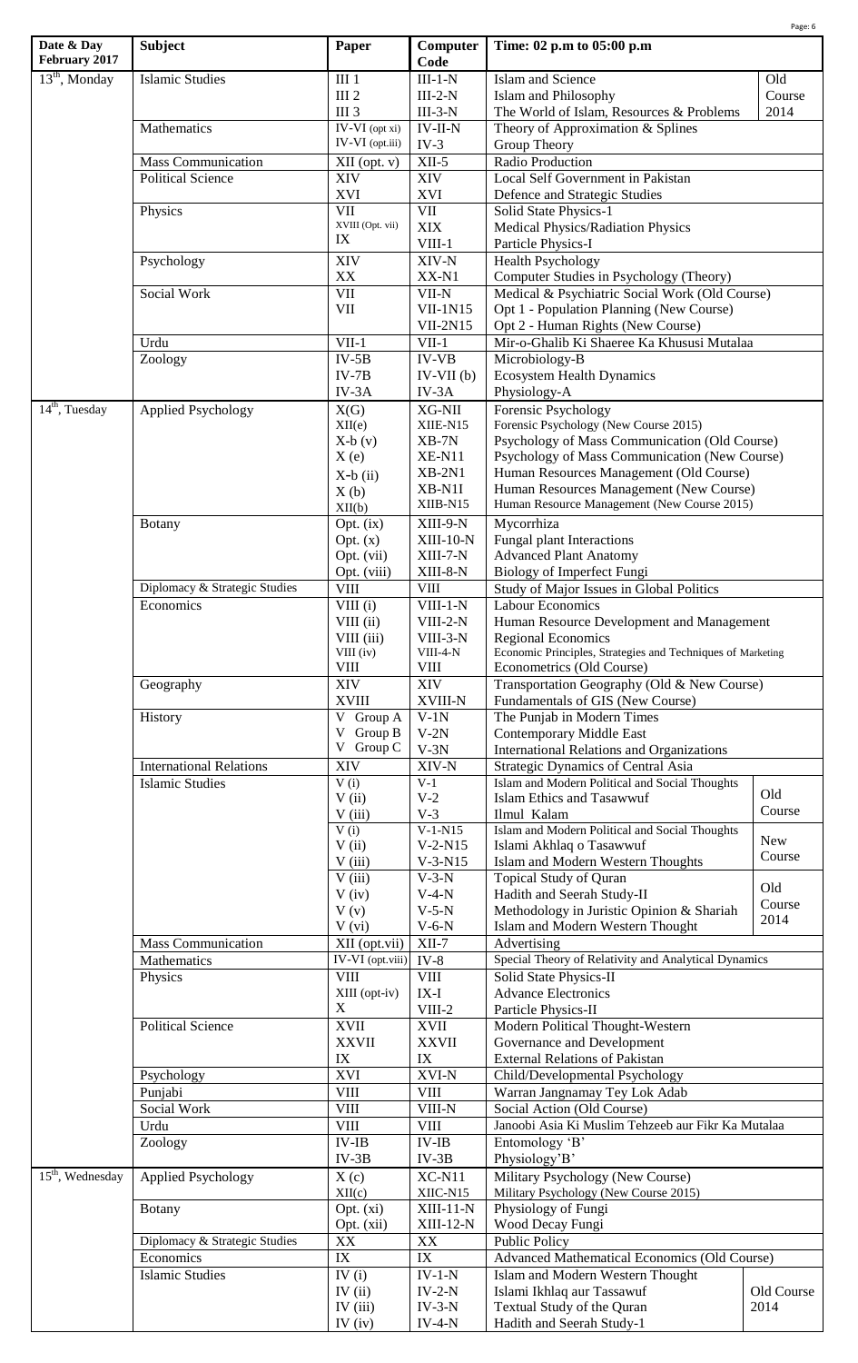| Date & Day February 2017 | Subject | Paper | Computer Code | Time: 02 p.m to 05:00 p.m | |
|---|---|---|---|---|---|
| 13th, Monday | Islamic Studies | III 1 | III-1-N | Islam and Science | Old Course 2014 |
| | | III 2 | III-2-N | Islam and Philosophy | |
| | | III 3 | III-3-N | The World of Islam, Resources & Problems | |
| | Mathematics | IV-VI (opt xi) | IV-II-N | Theory of Approximation & Splines | |
| | | IV-VI (opt.iii) | IV-3 | Group Theory | |
| | Mass Communication | XII (opt. v) | XII-5 | Radio Production | |
| | Political Science | XIV | XIV | Local Self Government in Pakistan | |
| | | XVI | XVI | Defence and Strategic Studies | |
| | Physics | VII | VII | Solid State Physics-1 | |
| | | XVIII (Opt. vii) | XIX | Medical Physics/Radiation Physics | |
| | | IX | VIII-1 | Particle Physics-I | |
| | Psychology | XIV | XIV-N | Health Psychology | |
| | | XX | XX-N1 | Computer Studies in Psychology (Theory) | |
| | Social Work | VII | VII-N | Medical & Psychiatric Social Work (Old Course) | |
| | | VII | VII-1N15 | Opt 1 - Population Planning (New Course) | |
| | | | VII-2N15 | Opt 2 - Human Rights (New Course) | |
| | Urdu | VII-1 | VII-1 | Mir-o-Ghalib Ki Shaeree Ka Khususi Mutalaa | |
| | Zoology | IV-5B | IV-VB | Microbiology-B | |
| | | IV-7B | IV-VII (b) | Ecosystem Health Dynamics | |
| | | IV-3A | IV-3A | Physiology-A | |
| 14th, Tuesday | Applied Psychology | X(G) | XG-NII | Forensic Psychology | |
| | | XII(e) | XIIE-N15 | Forensic Psychology (New Course 2015) | |
| | | X-b (v) | XB-7N | Psychology of Mass Communication (Old Course) | |
| | | X (e) | XE-N11 | Psychology of Mass Communication (New Course) | |
| | | X-b (ii) | XB-2N1 | Human Resources Management (Old Course) | |
| | | X (b) | XB-N1I | Human Resources Management (New Course) | |
| | | XII(b) | XIIB-N15 | Human Resource Management (New Course 2015) | |
| | Botany | Opt. (ix) | XIII-9-N | Mycorrhiza | |
| | | Opt. (x) | XIII-10-N | Fungal plant Interactions | |
| | | Opt. (vii) | XIII-7-N | Advanced Plant Anatomy | |
| | | Opt. (viii) | XIII-8-N | Biology of Imperfect Fungi | |
| | Diplomacy & Strategic Studies | VIII | VIII | Study of Major Issues in Global Politics | |
| | Economics | VIII (i) | VIII-1-N | Labour Economics | |
| | | VIII (ii) | VIII-2-N | Human Resource Development and Management | |
| | | VIII (iii) | VIII-3-N | Regional Economics | |
| | | VIII (iv) | VIII-4-N | Economic Principles, Strategies and Techniques of Marketing | |
| | | VIII | VIII | Econometrics (Old Course) | |
| | Geography | XIV | XIV | Transportation Geography (Old & New Course) | |
| | | XVIII | XVIII-N | Fundamentals of GIS (New Course) | |
| | History | V Group A | V-1N | The Punjab in Modern Times | |
| | | V Group B | V-2N | Contemporary Middle East | |
| | | V Group C | V-3N | International Relations and Organizations | |
| | International Relations | XIV | XIV-N | Strategic Dynamics of Central Asia | |
| | Islamic Studies | V (i) | V-1 | Islam and Modern Political and Social Thoughts | Old Course |
| | | V (ii) | V-2 | Islam Ethics and Tasawwuf | |
| | | V (iii) | V-3 | Ilmul Kalam | |
| | | V (i) | V-1-N15 | Islam and Modern Political and Social Thoughts | New Course |
| | | V (ii) | V-2-N15 | Islami Akhlaq o Tasawwuf | |
| | | V (iii) | V-3-N15 | Islam and Modern Western Thoughts | |
| | | V (iii) | V-3-N | Topical Study of Quran | Old Course 2014 |
| | | V (iv) | V-4-N | Hadith and Seerah Study-II | |
| | | V (v) | V-5-N | Methodology in Juristic Opinion & Shariah | |
| | | V (vi) | V-6-N | Islam and Modern Western Thought | |
| | Mass Communication | XII (opt.vii) | XII-7 | Advertising | |
| | Mathematics | IV-VI (opt.viii) | IV-8 | Special Theory of Relativity and Analytical Dynamics | |
| | Physics | VIII | VIII | Solid State Physics-II | |
| | | XIII (opt-iv) | IX-I | Advance Electronics | |
| | | X | VIII-2 | Particle Physics-II | |
| | Political Science | XVII | XVII | Modern Political Thought-Western | |
| | | XXVII | XXVII | Governance and Development | |
| | | IX | IX | External Relations of Pakistan | |
| | Psychology | XVI | XVI-N | Child/Developmental Psychology | |
| | Punjabi | VIII | VIII | Warran Jangnamay Tey Lok Adab | |
| | Social Work | VIII | VIII-N | Social Action (Old Course) | |
| | Urdu | VIII | VIII | Janoobi Asia Ki Muslim Tehzeeb aur Fikr Ka Mutalaa | |
| | Zoology | IV-IB | IV-IB | Entomology 'B' | |
| | | IV-3B | IV-3B | Physiology'B' | |
| 15th, Wednesday | Applied Psychology | X (c) | XC-N11 | Military Psychology (New Course) | |
| | | XII(c) | XIIC-N15 | Military Psychology (New Course 2015) | |
| | Botany | Opt. (xi) | XIII-11-N | Physiology of Fungi | |
| | | Opt. (xii) | XIII-12-N | Wood Decay Fungi | |
| | Diplomacy & Strategic Studies | XX | XX | Public Policy | |
| | Economics | IX | IX | Advanced Mathematical Economics (Old Course) | |
| | Islamic Studies | IV (i) | IV-1-N | Islam and Modern Western Thought | Old Course 2014 |
| | | IV (ii) | IV-2-N | Islami Ikhlaq aur Tassawuf | |
| | | IV (iii) | IV-3-N | Textual Study of the Quran | |
| | | IV (iv) | IV-4-N | Hadith and Seerah Study-1 | |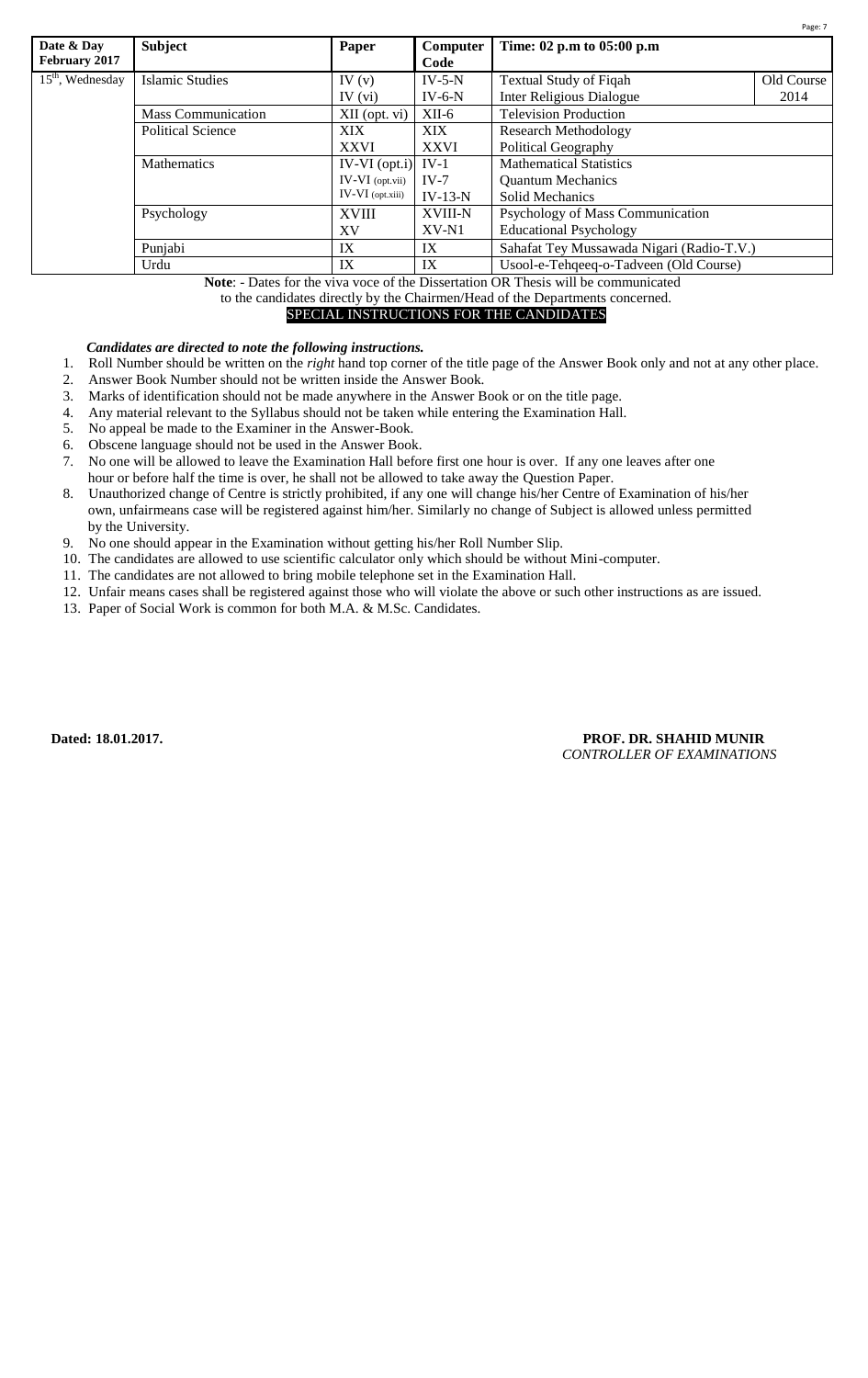| Date & Day February 2017 | Subject | Paper | Computer Code | Time: 02 p.m to 05:00 p.m | |
|---|---|---|---|---|---|
| 15th, Wednesday | Islamic Studies | IV (v) | IV-5-N | Textual Study of Fiqah | Old Course |
| | | IV (vi) | IV-6-N | Inter Religious Dialogue | 2014 |
| | Mass Communication | XII (opt. vi) | XII-6 | Television Production | |
| | Political Science | XIX | XIX | Research Methodology | |
| | | XXVI | XXVI | Political Geography | |
| | Mathematics | IV-VI (opt.i) | IV-1 | Mathematical Statistics | |
| | | IV-VI (opt.vii) | IV-7 | Quantum Mechanics | |
| | | IV-VI (opt.xiii) | IV-13-N | Solid Mechanics | |
| | Psychology | XVIII | XVIII-N | Psychology of Mass Communication | |
| | | XV | XV-N1 | Educational Psychology | |
| | Punjabi | IX | IX | Sahafat Tey Mussawada Nigari (Radio-T.V.) | |
| | Urdu | IX | IX | Usool-e-Tehqeeq-o-Tadveen (Old Course) | |

**Note**: - Dates for the viva voce of the Dissertation OR Thesis will be communicated to the candidates directly by the Chairmen/Head of the Departments concerned.

## SPECIAL INSTRUCTIONS FOR THE CANDIDATES

***Candidates are directed to note the following instructions.***

1. Roll Number should be written on the *right* hand top corner of the title page of the Answer Book only and not at any other place.
2. Answer Book Number should not be written inside the Answer Book.
3. Marks of identification should not be made anywhere in the Answer Book or on the title page.
4. Any material relevant to the Syllabus should not be taken while entering the Examination Hall.
5. No appeal be made to the Examiner in the Answer-Book.
6. Obscene language should not be used in the Answer Book.
7. No one will be allowed to leave the Examination Hall before first one hour is over. If any one leaves after one hour or before half the time is over, he shall not be allowed to take away the Question Paper.
8. Unauthorized change of Centre is strictly prohibited, if any one will change his/her Centre of Examination of his/her own, unfairmeans case will be registered against him/her. Similarly no change of Subject is allowed unless permitted by the University.
9. No one should appear in the Examination without getting his/her Roll Number Slip.
10. The candidates are allowed to use scientific calculator only which should be without Mini-computer.
11. The candidates are not allowed to bring mobile telephone set in the Examination Hall.
12. Unfair means cases shall be registered against those who will violate the above or such other instructions as are issued.
13. Paper of Social Work is common for both M.A. & M.Sc. Candidates.

**Dated: 18.01.2017.**

**PROF. DR. SHAHID MUNIR**
*CONTROLLER OF EXAMINATIONS*